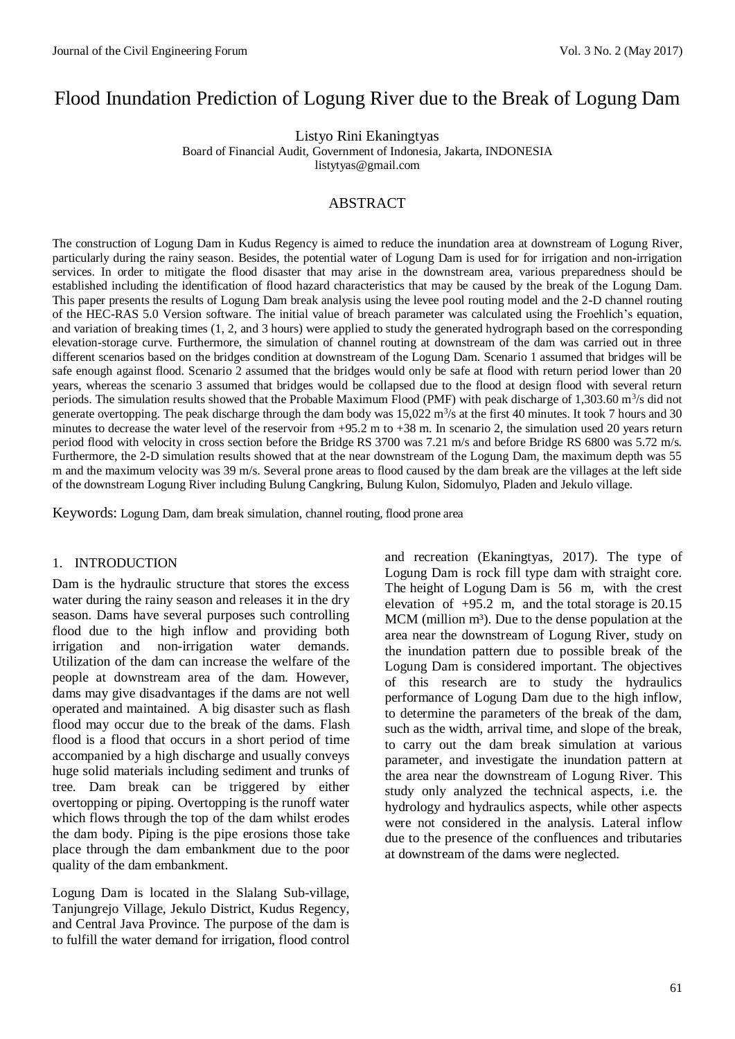# Flood Inundation Prediction of Logung River due to the Break of Logung Dam

Listyo Rini Ekaningtyas
Board of Financial Audit, Government of Indonesia, Jakarta, INDONESIA
listytyas@gmail.com

## ABSTRACT

The construction of Logung Dam in Kudus Regency is aimed to reduce the inundation area at downstream of Logung River, particularly during the rainy season. Besides, the potential water of Logung Dam is used for for irrigation and non-irrigation services. In order to mitigate the flood disaster that may arise in the downstream area, various preparedness should be established including the identification of flood hazard characteristics that may be caused by the break of the Logung Dam. This paper presents the results of Logung Dam break analysis using the levee pool routing model and the 2-D channel routing of the HEC-RAS 5.0 Version software. The initial value of breach parameter was calculated using the Froehlich's equation, and variation of breaking times (1, 2, and 3 hours) were applied to study the generated hydrograph based on the corresponding elevation-storage curve. Furthermore, the simulation of channel routing at downstream of the dam was carried out in three different scenarios based on the bridges condition at downstream of the Logung Dam. Scenario 1 assumed that bridges will be safe enough against flood. Scenario 2 assumed that the bridges would only be safe at flood with return period lower than 20 years, whereas the scenario 3 assumed that bridges would be collapsed due to the flood at design flood with several return periods. The simulation results showed that the Probable Maximum Flood (PMF) with peak discharge of 1,303.60 $m^3/s$ did not generate overtopping. The peak discharge through the dam body was 15,022 $m^3/s$ at the first 40 minutes. It took 7 hours and 30 minutes to decrease the water level of the reservoir from +95.2 m to +38 m. In scenario 2, the simulation used 20 years return period flood with velocity in cross section before the Bridge RS 3700 was 7.21 m/s and before Bridge RS 6800 was 5.72 m/s. Furthermore, the 2-D simulation results showed that at the near downstream of the Logung Dam, the maximum depth was 55 m and the maximum velocity was 39 m/s. Several prone areas to flood caused by the dam break are the villages at the left side of the downstream Logung River including Bulung Cangkring, Bulung Kulon, Sidomulyo, Pladen and Jekulo village.

Keywords: Logung Dam, dam break simulation, channel routing, flood prone area

## 1. INTRODUCTION

Dam is the hydraulic structure that stores the excess water during the rainy season and releases it in the dry season. Dams have several purposes such controlling flood due to the high inflow and providing both irrigation and non-irrigation water demands. Utilization of the dam can increase the welfare of the people at downstream area of the dam. However, dams may give disadvantages if the dams are not well operated and maintained. A big disaster such as flash flood may occur due to the break of the dams. Flash flood is a flood that occurs in a short period of time accompanied by a high discharge and usually conveys huge solid materials including sediment and trunks of tree. Dam break can be triggered by either overtopping or piping. Overtopping is the runoff water which flows through the top of the dam whilst erodes the dam body. Piping is the pipe erosions those take place through the dam embankment due to the poor quality of the dam embankment.

Logung Dam is located in the Slalang Sub-village, Tanjungrejo Village, Jekulo District, Kudus Regency, and Central Java Province. The purpose of the dam is to fulfill the water demand for irrigation, flood control and recreation (Ekaningtyas, 2017). The type of Logung Dam is rock fill type dam with straight core. The height of Logung Dam is 56 m, with the crest elevation of +95.2 m, and the total storage is 20.15 MCM (million $m^3$). Due to the dense population at the area near the downstream of Logung River, study on the inundation pattern due to possible break of the Logung Dam is considered important. The objectives of this research are to study the hydraulics performance of Logung Dam due to the high inflow, to determine the parameters of the break of the dam, such as the width, arrival time, and slope of the break, to carry out the dam break simulation at various parameter, and investigate the inundation pattern at the area near the downstream of Logung River. This study only analyzed the technical aspects, i.e. the hydrology and hydraulics aspects, while other aspects were not considered in the analysis. Lateral inflow due to the presence of the confluences and tributaries at downstream of the dams were neglected.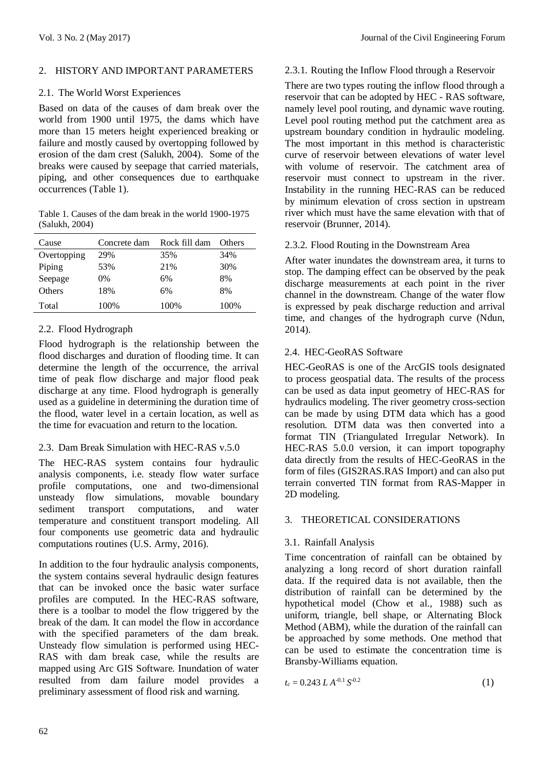## 2. HISTORY AND IMPORTANT PARAMETERS

### 2.1. The World Worst Experiences

Based on data of the causes of dam break over the world from 1900 until 1975, the dams which have more than 15 meters height experienced breaking or failure and mostly caused by overtopping followed by erosion of the dam crest (Salukh, 2004). Some of the breaks were caused by seepage that carried materials, piping, and other consequences due to earthquake occurrences (Table 1).

Table 1. Causes of the dam break in the world 1900-1975 (Salukh, 2004)

| Cause | Concrete dam | Rock fill dam | Others |
|---|---|---|---|
| Overtopping | 29% | 35% | 34% |
| Piping | 53% | 21% | 30% |
| Seepage | 0% | 6% | 8% |
| Others | 18% | 6% | 8% |
| Total | 100% | 100% | 100% |

### 2.2. Flood Hydrograph

Flood hydrograph is the relationship between the flood discharges and duration of flooding time. It can determine the length of the occurrence, the arrival time of peak flow discharge and major flood peak discharge at any time. Flood hydrograph is generally used as a guideline in determining the duration time of the flood, water level in a certain location, as well as the time for evacuation and return to the location.

### 2.3. Dam Break Simulation with HEC-RAS v.5.0

The HEC-RAS system contains four hydraulic analysis components, i.e. steady flow water surface profile computations, one and two-dimensional unsteady flow simulations, movable boundary sediment transport computations, and water temperature and constituent transport modeling. All four components use geometric data and hydraulic computations routines (U.S. Army, 2016).

In addition to the four hydraulic analysis components, the system contains several hydraulic design features that can be invoked once the basic water surface profiles are computed. In the HEC-RAS software, there is a toolbar to model the flow triggered by the break of the dam. It can model the flow in accordance with the specified parameters of the dam break. Unsteady flow simulation is performed using HEC-RAS with dam break case, while the results are mapped using Arc GIS Software. Inundation of water resulted from dam failure model provides a preliminary assessment of flood risk and warning.

#### 2.3.1. Routing the Inflow Flood through a Reservoir

There are two types routing the inflow flood through a reservoir that can be adopted by HEC - RAS software, namely level pool routing, and dynamic wave routing. Level pool routing method put the catchment area as upstream boundary condition in hydraulic modeling. The most important in this method is characteristic curve of reservoir between elevations of water level with volume of reservoir. The catchment area of reservoir must connect to upstream in the river. Instability in the running HEC-RAS can be reduced by minimum elevation of cross section in upstream river which must have the same elevation with that of reservoir (Brunner, 2014).

#### 2.3.2. Flood Routing in the Downstream Area

After water inundates the downstream area, it turns to stop. The damping effect can be observed by the peak discharge measurements at each point in the river channel in the downstream. Change of the water flow is expressed by peak discharge reduction and arrival time, and changes of the hydrograph curve (Ndun, 2014).

### 2.4. HEC-GeoRAS Software

HEC-GeoRAS is one of the ArcGIS tools designated to process geospatial data. The results of the process can be used as data input geometry of HEC-RAS for hydraulics modeling. The river geometry cross-section can be made by using DTM data which has a good resolution. DTM data was then converted into a format TIN (Triangulated Irregular Network). In HEC-RAS 5.0.0 version, it can import topography data directly from the results of HEC-GeoRAS in the form of files (GIS2RAS.RAS Import) and can also put terrain converted TIN format from RAS-Mapper in 2D modeling.

## 3. THEORETICAL CONSIDERATIONS

### 3.1. Rainfall Analysis

Time concentration of rainfall can be obtained by analyzing a long record of short duration rainfall data. If the required data is not available, then the distribution of rainfall can be determined by the hypothetical model (Chow et al., 1988) such as uniform, triangle, bell shape, or Alternating Block Method (ABM), while the duration of the rainfall can be approached by some methods. One method that can be used to estimate the concentration time is Bransby-Williams equation.

$$t_c = 0.243\, L\, A^{-0.1}\, S^{-0.2} \tag{1}$$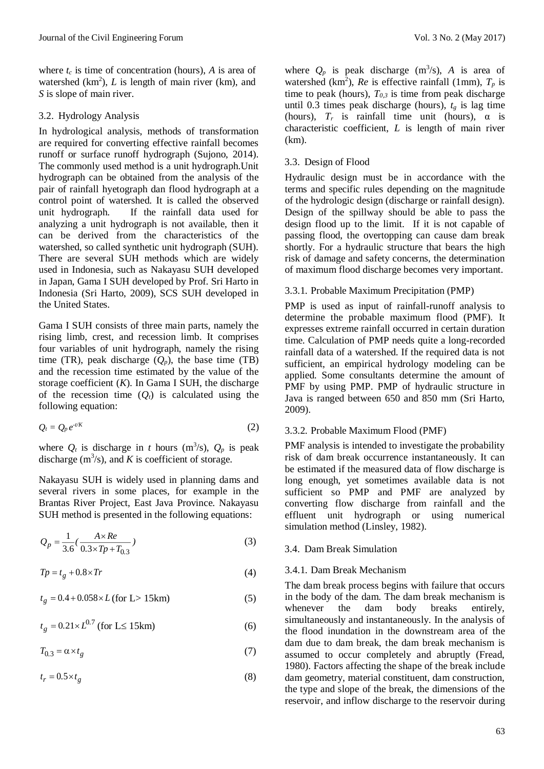where $t_c$ is time of concentration (hours), $A$ is area of watershed (km$^2$), $L$ is length of main river (km), and $S$ is slope of main river.

### 3.2. Hydrology Analysis

In hydrological analysis, methods of transformation are required for converting effective rainfall becomes runoff or surface runoff hydrograph (Sujono, 2014). The commonly used method is a unit hydrograph.Unit hydrograph can be obtained from the analysis of the pair of rainfall hyetograph dan flood hydrograph at a control point of watershed. It is called the observed unit hydrograph. If the rainfall data used for analyzing a unit hydrograph is not available, then it can be derived from the characteristics of the watershed, so called synthetic unit hydrograph (SUH). There are several SUH methods which are widely used in Indonesia, such as Nakayasu SUH developed in Japan, Gama I SUH developed by Prof. Sri Harto in Indonesia (Sri Harto, 2009), SCS SUH developed in the United States.

Gama I SUH consists of three main parts, namely the rising limb, crest, and recession limb. It comprises four variables of unit hydrograph, namely the rising time (TR), peak discharge ($Q_p$), the base time (TB) and the recession time estimated by the value of the storage coefficient ($K$). In Gama I SUH, the discharge of the recession time ($Q_t$) is calculated using the following equation:

$$Q_t = Q_p \, e^{-t/K} \tag{2}$$

where $Q_t$ is discharge in $t$ hours (m$^3$/s), $Q_p$ is peak discharge (m$^3$/s), and $K$ is coefficient of storage.

Nakayasu SUH is widely used in planning dams and several rivers in some places, for example in the Brantas River Project, East Java Province. Nakayasu SUH method is presented in the following equations:

$$Q_p = \frac{1}{3.6}\left(\frac{A \times Re}{0.3 \times Tp + T_{0.3}}\right) \tag{3}$$

$$Tp = t_g + 0.8 \times Tr \tag{4}$$

$$t_g = 0.4 + 0.058 \times L \text{ (for L> 15km)} \tag{5}$$

$$t_g = 0.21 \times L^{0.7} \text{ (for L} \leq \text{15km)} \tag{6}$$

$$T_{0.3} = \alpha \times t_g \tag{7}$$

$$t_r = 0.5 \times t_g \tag{8}$$

where $Q_p$ is peak discharge (m$^3$/s), $A$ is area of watershed (km$^2$), $Re$ is effective rainfall (1mm), $T_p$ is time to peak (hours), $T_{0,3}$ is time from peak discharge until 0.3 times peak discharge (hours), $t_g$ is lag time (hours), $T_r$ is rainfall time unit (hours), $\alpha$ is characteristic coefficient, $L$ is length of main river (km).

### 3.3. Design of Flood

Hydraulic design must be in accordance with the terms and specific rules depending on the magnitude of the hydrologic design (discharge or rainfall design). Design of the spillway should be able to pass the design flood up to the limit. If it is not capable of passing flood, the overtopping can cause dam break shortly. For a hydraulic structure that bears the high risk of damage and safety concerns, the determination of maximum flood discharge becomes very important.

#### 3.3.1. Probable Maximum Precipitation (PMP)

PMP is used as input of rainfall-runoff analysis to determine the probable maximum flood (PMF). It expresses extreme rainfall occurred in certain duration time. Calculation of PMP needs quite a long-recorded rainfall data of a watershed. If the required data is not sufficient, an empirical hydrology modeling can be applied. Some consultants determine the amount of PMF by using PMP. PMP of hydraulic structure in Java is ranged between 650 and 850 mm (Sri Harto, 2009).

#### 3.3.2. Probable Maximum Flood (PMF)

PMF analysis is intended to investigate the probability risk of dam break occurrence instantaneously. It can be estimated if the measured data of flow discharge is long enough, yet sometimes available data is not sufficient so PMP and PMF are analyzed by converting flow discharge from rainfall and the effluent unit hydrograph or using numerical simulation method (Linsley, 1982).

### 3.4. Dam Break Simulation

#### 3.4.1. Dam Break Mechanism

The dam break process begins with failure that occurs in the body of the dam. The dam break mechanism is whenever the dam body breaks entirely, simultaneously and instantaneously. In the analysis of the flood inundation in the downstream area of the dam due to dam break, the dam break mechanism is assumed to occur completely and abruptly (Fread, 1980). Factors affecting the shape of the break include dam geometry, material constituent, dam construction, the type and slope of the break, the dimensions of the reservoir, and inflow discharge to the reservoir during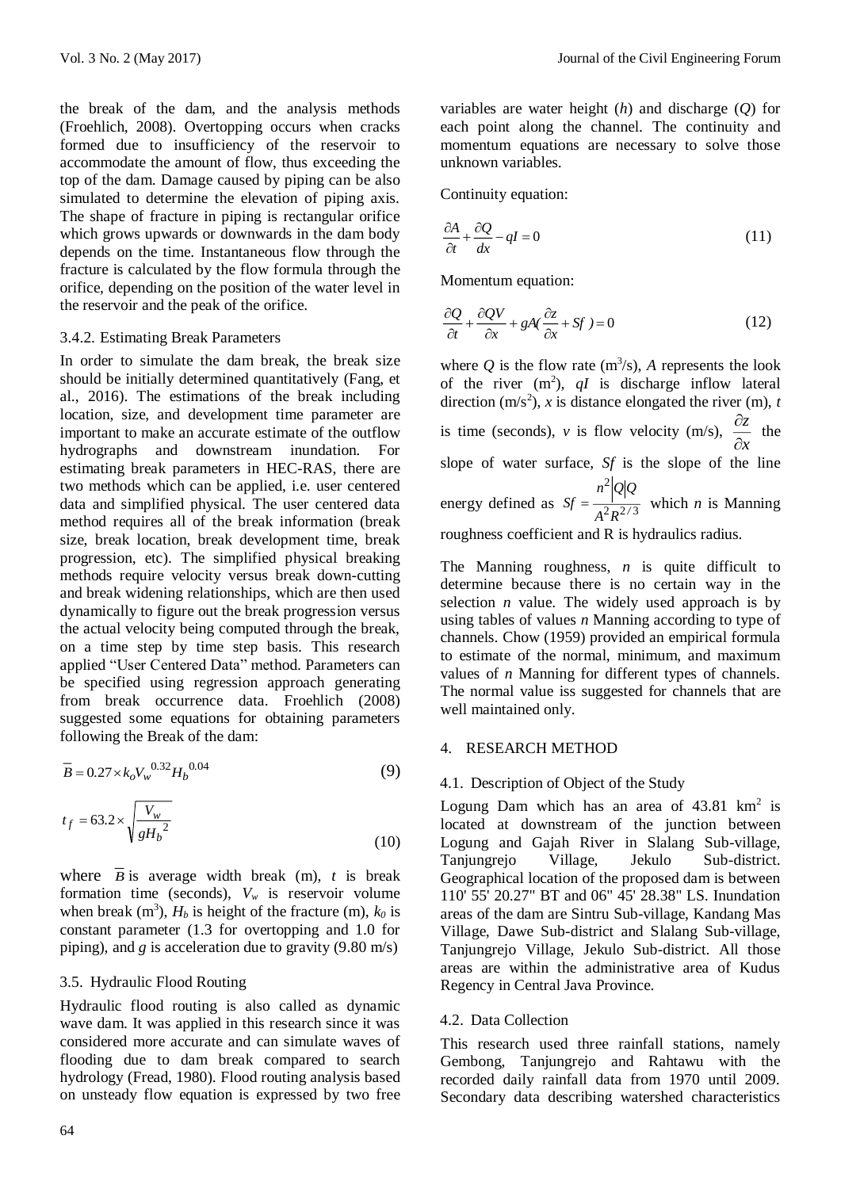the break of the dam, and the analysis methods (Froehlich, 2008). Overtopping occurs when cracks formed due to insufficiency of the reservoir to accommodate the amount of flow, thus exceeding the top of the dam. Damage caused by piping can be also simulated to determine the elevation of piping axis. The shape of fracture in piping is rectangular orifice which grows upwards or downwards in the dam body depends on the time. Instantaneous flow through the fracture is calculated by the flow formula through the orifice, depending on the position of the water level in the reservoir and the peak of the orifice.

### 3.4.2. Estimating Break Parameters

In order to simulate the dam break, the break size should be initially determined quantitatively (Fang, et al., 2016). The estimations of the break including location, size, and development time parameter are important to make an accurate estimate of the outflow hydrographs and downstream inundation. For estimating break parameters in HEC-RAS, there are two methods which can be applied, i.e. user centered data and simplified physical. The user centered data method requires all of the break information (break size, break location, break development time, break progression, etc). The simplified physical breaking methods require velocity versus break down-cutting and break widening relationships, which are then used dynamically to figure out the break progression versus the actual velocity being computed through the break, on a time step by time step basis. This research applied "User Centered Data" method. Parameters can be specified using regression approach generating from break occurrence data. Froehlich (2008) suggested some equations for obtaining parameters following the Break of the dam:

$$\overline{B} = 0.27 \times k_o V_w^{\,0.32} H_b^{\,0.04} \tag{9}$$

$$t_f = 63.2 \times \sqrt{\frac{V_w}{g H_b^{\,2}}} \tag{10}$$

where $\overline{B}$ is average width break (m), $t$ is break formation time (seconds), $V_w$ is reservoir volume when break (m$^3$), $H_b$ is height of the fracture (m), $k_0$ is constant parameter (1.3 for overtopping and 1.0 for piping), and $g$ is acceleration due to gravity (9.80 m/s)

### 3.5. Hydraulic Flood Routing

Hydraulic flood routing is also called as dynamic wave dam. It was applied in this research since it was considered more accurate and can simulate waves of flooding due to dam break compared to search hydrology (Fread, 1980). Flood routing analysis based on unsteady flow equation is expressed by two free variables are water height ($h$) and discharge ($Q$) for each point along the channel. The continuity and momentum equations are necessary to solve those unknown variables.

Continuity equation:

$$\frac{\partial A}{\partial t} + \frac{\partial Q}{dx} - qI = 0 \tag{11}$$

Momentum equation:

$$\frac{\partial Q}{\partial t} + \frac{\partial QV}{\partial x} + gA\left(\frac{\partial z}{\partial x} + Sf\right) = 0 \tag{12}$$

where $Q$ is the flow rate (m$^3$/s), $A$ represents the look of the river (m$^2$), $qI$ is discharge inflow lateral direction (m/s$^2$), $x$ is distance elongated the river (m), $t$ is time (seconds), $v$ is flow velocity (m/s), $\frac{\partial z}{\partial x}$ the slope of water surface, $Sf$ is the slope of the line energy defined as $Sf = \frac{n^2 |Q| Q}{A^2 R^{2/3}}$ which $n$ is Manning roughness coefficient and R is hydraulics radius.

The Manning roughness, $n$ is quite difficult to determine because there is no certain way in the selection $n$ value. The widely used approach is by using tables of values $n$ Manning according to type of channels. Chow (1959) provided an empirical formula to estimate of the normal, minimum, and maximum values of $n$ Manning for different types of channels. The normal value iss suggested for channels that are well maintained only.

## 4. RESEARCH METHOD

### 4.1. Description of Object of the Study

Logung Dam which has an area of 43.81 km$^2$ is located at downstream of the junction between Logung and Gajah River in Slalang Sub-village, Tanjungrejo Village, Jekulo Sub-district. Geographical location of the proposed dam is between 110' 55' 20.27" BT and 06" 45' 28.38" LS. Inundation areas of the dam are Sintru Sub-village, Kandang Mas Village, Dawe Sub-district and Slalang Sub-village, Tanjungrejo Village, Jekulo Sub-district. All those areas are within the administrative area of Kudus Regency in Central Java Province.

### 4.2. Data Collection

This research used three rainfall stations, namely Gembong, Tanjungrejo and Rahtawu with the recorded daily rainfall data from 1970 until 2009. Secondary data describing watershed characteristics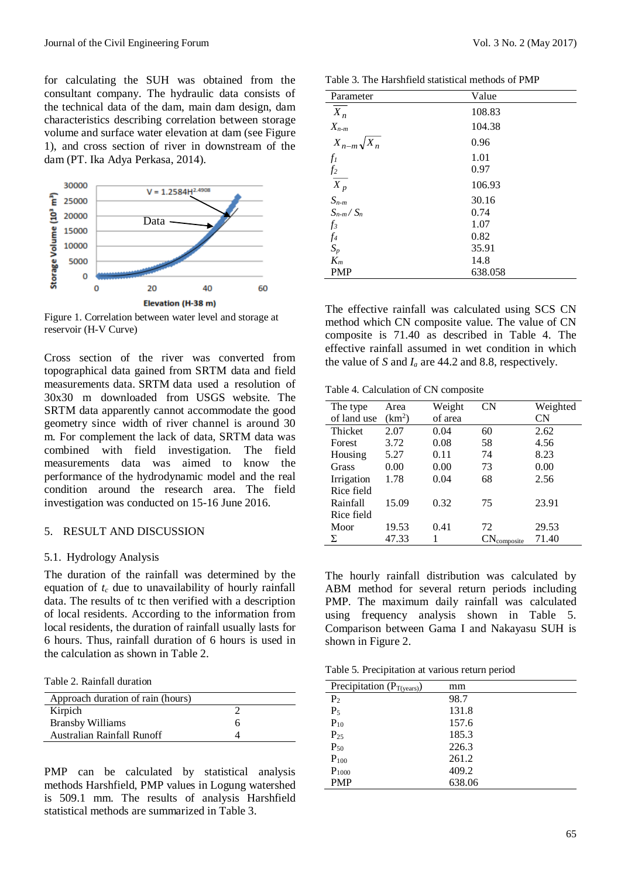for calculating the SUH was obtained from the consultant company. The hydraulic data consists of the technical data of the dam, main dam design, dam characteristics describing correlation between storage volume and surface water elevation at dam (see Figure 1), and cross section of river in downstream of the dam (PT. Ika Adya Perkasa, 2014).

Figure 1. Correlation between water level and storage at reservoir (H-V Curve)

Cross section of the river was converted from topographical data gained from SRTM data and field measurements data. SRTM data used a resolution of 30x30 m downloaded from USGS website. The SRTM data apparently cannot accommodate the good geometry since width of river channel is around 30 m. For complement the lack of data, SRTM data was combined with field investigation. The field measurements data was aimed to know the performance of the hydrodynamic model and the real condition around the research area. The field investigation was conducted on 15-16 June 2016.

## 5. RESULT AND DISCUSSION

### 5.1. Hydrology Analysis

The duration of the rainfall was determined by the equation of $t_c$ due to unavailability of hourly rainfall data. The results of tc then verified with a description of local residents. According to the information from local residents, the duration of rainfall usually lasts for 6 hours. Thus, rainfall duration of 6 hours is used in the calculation as shown in Table 2.

Table 2. Rainfall duration

| Approach duration of rain (hours) | |
|---|---|
| Kirpich | 2 |
| Bransby Williams | 6 |
| Australian Rainfall Runoff | 4 |

PMP can be calculated by statistical analysis methods Harshfield, PMP values in Logung watershed is 509.1 mm. The results of analysis Harshfield statistical methods are summarized in Table 3.

Table 3. The Harshfield statistical methods of PMP

| Parameter | Value |
|---|---|
| $\overline{X}_n$ | 108.83 |
| $X_{n-m}$ | 104.38 |
| $X_{n-m}\sqrt{X_n}$ | 0.96 |
| $f_1$ | 1.01 |
| $f_2$ | 0.97 |
| $\overline{X}_p$ | 106.93 |
| $S_{n-m}$ | 30.16 |
| $S_{n-m}/S_n$ | 0.74 |
| $f_3$ | 1.07 |
| $f_4$ | 0.82 |
| $S_p$ | 35.91 |
| $K_m$ | 14.8 |
| PMP | 638.058 |

The effective rainfall was calculated using SCS CN method which CN composite value. The value of CN composite is 71.40 as described in Table 4. The effective rainfall assumed in wet condition in which the value of $S$ and $I_a$ are 44.2 and 8.8, respectively.

Table 4. Calculation of CN composite

| The type of land use | Area (km$^2$) | Weight of area | CN | Weighted CN |
|---|---|---|---|---|
| Thicket | 2.07 | 0.04 | 60 | 2.62 |
| Forest | 3.72 | 0.08 | 58 | 4.56 |
| Housing | 5.27 | 0.11 | 74 | 8.23 |
| Grass | 0.00 | 0.00 | 73 | 0.00 |
| Irrigation Rice field | 1.78 | 0.04 | 68 | 2.56 |
| Rainfall Rice field | 15.09 | 0.32 | 75 | 23.91 |
| Moor | 19.53 | 0.41 | 72 | 29.53 |
| Σ | 47.33 | 1 | $CN_{composite}$ | 71.40 |

The hourly rainfall distribution was calculated by ABM method for several return periods including PMP. The maximum daily rainfall was calculated using frequency analysis shown in Table 5. Comparison between Gama I and Nakayasu SUH is shown in Figure 2.

Table 5. Precipitation at various return period

| Precipitation ($P_{T(years)}$) | mm |
|---|---|
| $P_2$ | 98.7 |
| $P_5$ | 131.8 |
| $P_{10}$ | 157.6 |
| $P_{25}$ | 185.3 |
| $P_{50}$ | 226.3 |
| $P_{100}$ | 261.2 |
| $P_{1000}$ | 409.2 |
| PMP | 638.06 |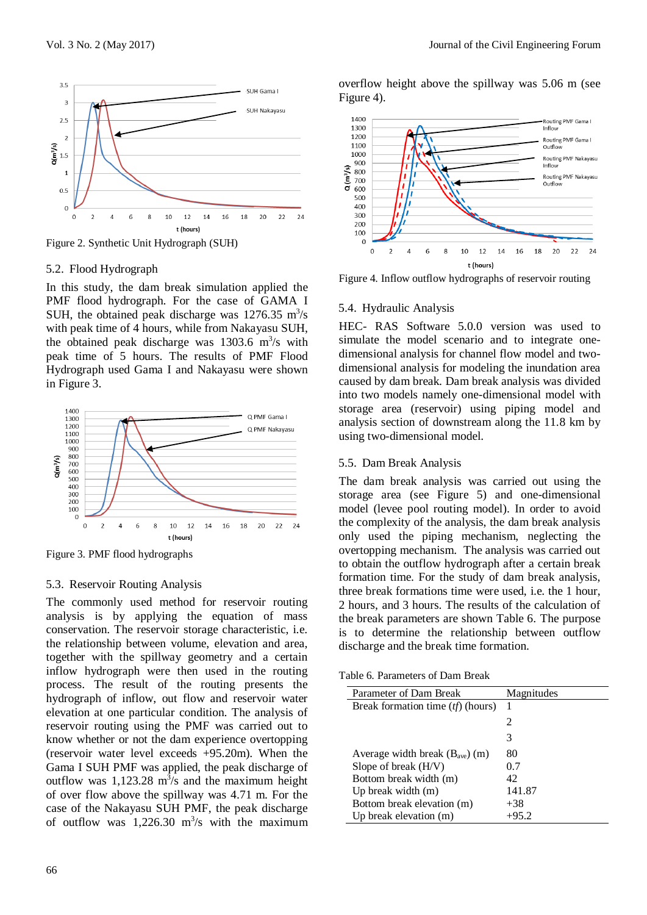Figure 2. Synthetic Unit Hydrograph (SUH)

### 5.2. Flood Hydrograph

In this study, the dam break simulation applied the PMF flood hydrograph. For the case of GAMA I SUH, the obtained peak discharge was 1276.35 $m^3/s$ with peak time of 4 hours, while from Nakayasu SUH, the obtained peak discharge was 1303.6 $m^3/s$ with peak time of 5 hours. The results of PMF Flood Hydrograph used Gama I and Nakayasu were shown in Figure 3.

Figure 3. PMF flood hydrographs

### 5.3. Reservoir Routing Analysis

The commonly used method for reservoir routing analysis is by applying the equation of mass conservation. The reservoir storage characteristic, i.e. the relationship between volume, elevation and area, together with the spillway geometry and a certain inflow hydrograph were then used in the routing process. The result of the routing presents the hydrograph of inflow, out flow and reservoir water elevation at one particular condition. The analysis of reservoir routing using the PMF was carried out to know whether or not the dam experience overtopping (reservoir water level exceeds +95.20m). When the Gama I SUH PMF was applied, the peak discharge of outflow was 1,123.28 $m^3/s$ and the maximum height of over flow above the spillway was 4.71 m. For the case of the Nakayasu SUH PMF, the peak discharge of outflow was 1,226.30 $m^3/s$ with the maximum overflow height above the spillway was 5.06 m (see Figure 4).

Figure 4. Inflow outflow hydrographs of reservoir routing

### 5.4. Hydraulic Analysis

HEC- RAS Software 5.0.0 version was used to simulate the model scenario and to integrate one-dimensional analysis for channel flow model and two-dimensional analysis for modeling the inundation area caused by dam break. Dam break analysis was divided into two models namely one-dimensional model with storage area (reservoir) using piping model and analysis section of downstream along the 11.8 km by using two-dimensional model.

### 5.5. Dam Break Analysis

The dam break analysis was carried out using the storage area (see Figure 5) and one-dimensional model (levee pool routing model). In order to avoid the complexity of the analysis, the dam break analysis only used the piping mechanism, neglecting the overtopping mechanism. The analysis was carried out to obtain the outflow hydrograph after a certain break formation time. For the study of dam break analysis, three break formations time were used, i.e. the 1 hour, 2 hours, and 3 hours. The results of the calculation of the break parameters are shown Table 6. The purpose is to determine the relationship between outflow discharge and the break time formation.

Table 6. Parameters of Dam Break

| Parameter of Dam Break | Magnitudes |
|---|---|
| Break formation time (*tf*) (hours) | 1 |
| | 2 |
| | 3 |
| Average width break ($B_{ave}$) (m) | 80 |
| Slope of break (H/V) | 0.7 |
| Bottom break width (m) | 42 |
| Up break width (m) | 141.87 |
| Bottom break elevation (m) | +38 |
| Up break elevation (m) | +95.2 |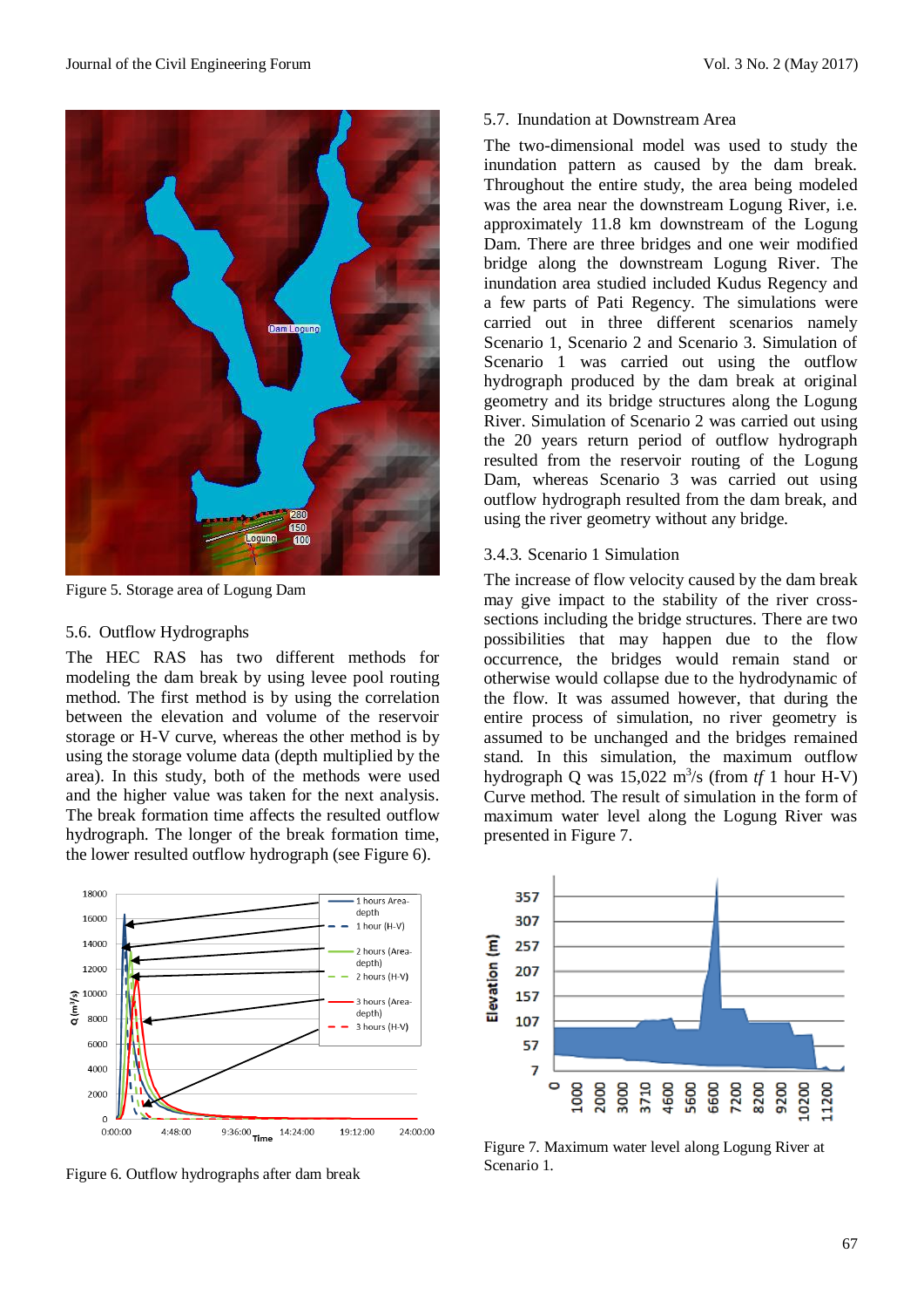Figure 5. Storage area of Logung Dam

## 5.6. Outflow Hydrographs

The HEC RAS has two different methods for modeling the dam break by using levee pool routing method. The first method is by using the correlation between the elevation and volume of the reservoir storage or H-V curve, whereas the other method is by using the storage volume data (depth multiplied by the area). In this study, both of the methods were used and the higher value was taken for the next analysis. The break formation time affects the resulted outflow hydrograph. The longer of the break formation time, the lower resulted outflow hydrograph (see Figure 6).

Figure 6. Outflow hydrographs after dam break

## 5.7. Inundation at Downstream Area

The two-dimensional model was used to study the inundation pattern as caused by the dam break. Throughout the entire study, the area being modeled was the area near the downstream Logung River, i.e. approximately 11.8 km downstream of the Logung Dam. There are three bridges and one weir modified bridge along the downstream Logung River. The inundation area studied included Kudus Regency and a few parts of Pati Regency. The simulations were carried out in three different scenarios namely Scenario 1, Scenario 2 and Scenario 3. Simulation of Scenario 1 was carried out using the outflow hydrograph produced by the dam break at original geometry and its bridge structures along the Logung River. Simulation of Scenario 2 was carried out using the 20 years return period of outflow hydrograph resulted from the reservoir routing of the Logung Dam, whereas Scenario 3 was carried out using outflow hydrograph resulted from the dam break, and using the river geometry without any bridge.

### 3.4.3. Scenario 1 Simulation

The increase of flow velocity caused by the dam break may give impact to the stability of the river cross-sections including the bridge structures. There are two possibilities that may happen due to the flow occurrence, the bridges would remain stand or otherwise would collapse due to the hydrodynamic of the flow. It was assumed however, that during the entire process of simulation, no river geometry is assumed to be unchanged and the bridges remained stand. In this simulation, the maximum outflow hydrograph Q was 15,022 m$^3$/s (from *tf* 1 hour H-V) Curve method. The result of simulation in the form of maximum water level along the Logung River was presented in Figure 7.

Figure 7. Maximum water level along Logung River at Scenario 1.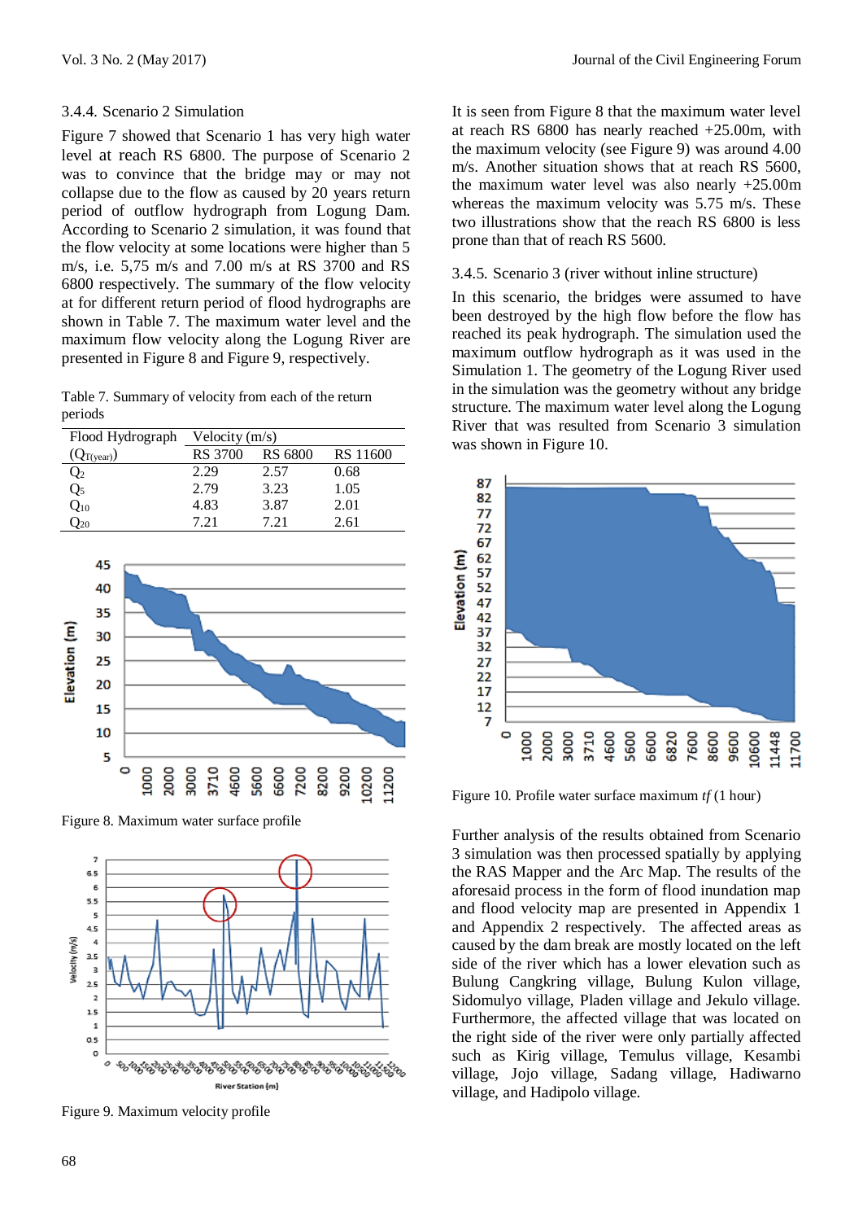### 3.4.4. Scenario 2 Simulation

Figure 7 showed that Scenario 1 has very high water level at reach RS 6800. The purpose of Scenario 2 was to convince that the bridge may or may not collapse due to the flow as caused by 20 years return period of outflow hydrograph from Logung Dam. According to Scenario 2 simulation, it was found that the flow velocity at some locations were higher than 5 m/s, i.e. 5,75 m/s and 7.00 m/s at RS 3700 and RS 6800 respectively. The summary of the flow velocity at for different return period of flood hydrographs are shown in Table 7. The maximum water level and the maximum flow velocity along the Logung River are presented in Figure 8 and Figure 9, respectively.

Table 7. Summary of velocity from each of the return periods

| Flood Hydrograph ($Q_{T(year)}$) | Velocity (m/s) RS 3700 | RS 6800 | RS 11600 |
|---|---|---|---|
| $Q_2$ | 2.29 | 2.57 | 0.68 |
| $Q_5$ | 2.79 | 3.23 | 1.05 |
| $Q_{10}$ | 4.83 | 3.87 | 2.01 |
| $Q_{20}$ | 7.21 | 7.21 | 2.61 |

Figure 8. Maximum water surface profile

Figure 9. Maximum velocity profile

It is seen from Figure 8 that the maximum water level at reach RS 6800 has nearly reached +25.00m, with the maximum velocity (see Figure 9) was around 4.00 m/s. Another situation shows that at reach RS 5600, the maximum water level was also nearly +25.00m whereas the maximum velocity was 5.75 m/s. These two illustrations show that the reach RS 6800 is less prone than that of reach RS 5600.

### 3.4.5. Scenario 3 (river without inline structure)

In this scenario, the bridges were assumed to have been destroyed by the high flow before the flow has reached its peak hydrograph. The simulation used the maximum outflow hydrograph as it was used in the Simulation 1. The geometry of the Logung River used in the simulation was the geometry without any bridge structure. The maximum water level along the Logung River that was resulted from Scenario 3 simulation was shown in Figure 10.

Figure 10. Profile water surface maximum *tf* (1 hour)

Further analysis of the results obtained from Scenario 3 simulation was then processed spatially by applying the RAS Mapper and the Arc Map. The results of the aforesaid process in the form of flood inundation map and flood velocity map are presented in Appendix 1 and Appendix 2 respectively. The affected areas as caused by the dam break are mostly located on the left side of the river which has a lower elevation such as Bulung Cangkring village, Bulung Kulon village, Sidomulyo village, Pladen village and Jekulo village. Furthermore, the affected village that was located on the right side of the river were only partially affected such as Kirig village, Temulus village, Kesambi village, Jojo village, Sadang village, Hadiwarno village, and Hadipolo village.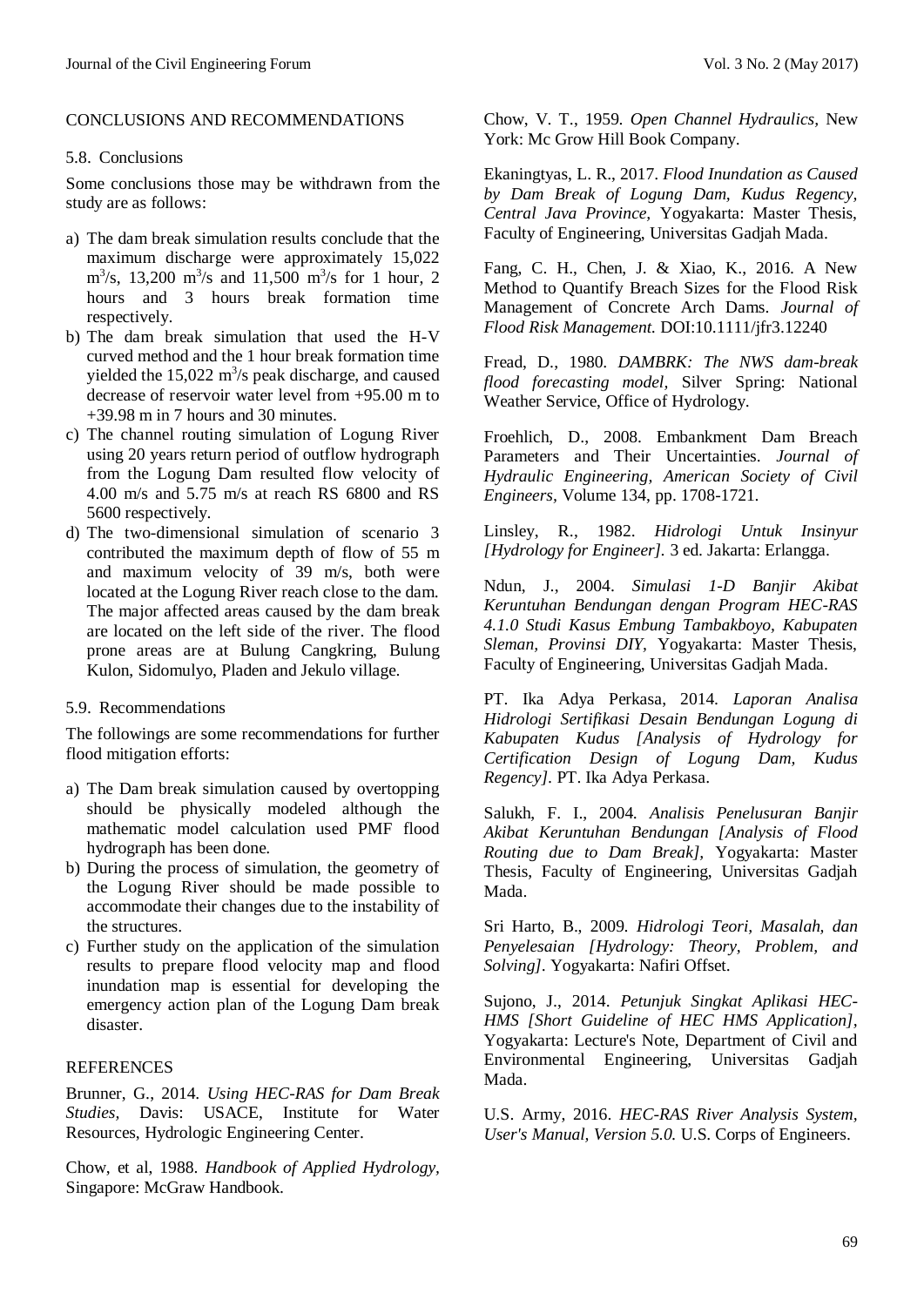## CONCLUSIONS AND RECOMMENDATIONS

### 5.8. Conclusions

Some conclusions those may be withdrawn from the study are as follows:

a) The dam break simulation results conclude that the maximum discharge were approximately 15,022 $m^3/s$, 13,200 $m^3/s$ and 11,500 $m^3/s$ for 1 hour, 2 hours and 3 hours break formation time respectively.
b) The dam break simulation that used the H-V curved method and the 1 hour break formation time yielded the 15,022 $m^3/s$ peak discharge, and caused decrease of reservoir water level from +95.00 m to +39.98 m in 7 hours and 30 minutes.
c) The channel routing simulation of Logung River using 20 years return period of outflow hydrograph from the Logung Dam resulted flow velocity of 4.00 m/s and 5.75 m/s at reach RS 6800 and RS 5600 respectively.
d) The two-dimensional simulation of scenario 3 contributed the maximum depth of flow of 55 m and maximum velocity of 39 m/s, both were located at the Logung River reach close to the dam. The major affected areas caused by the dam break are located on the left side of the river. The flood prone areas are at Bulung Cangkring, Bulung Kulon, Sidomulyo, Pladen and Jekulo village.

### 5.9. Recommendations

The followings are some recommendations for further flood mitigation efforts:

a) The Dam break simulation caused by overtopping should be physically modeled although the mathematic model calculation used PMF flood hydrograph has been done.
b) During the process of simulation, the geometry of the Logung River should be made possible to accommodate their changes due to the instability of the structures.
c) Further study on the application of the simulation results to prepare flood velocity map and flood inundation map is essential for developing the emergency action plan of the Logung Dam break disaster.

## REFERENCES

Brunner, G., 2014. *Using HEC-RAS for Dam Break Studies,* Davis: USACE, Institute for Water Resources, Hydrologic Engineering Center.

Chow, et al, 1988. *Handbook of Applied Hydrology,* Singapore: McGraw Handbook.

Chow, V. T., 1959. *Open Channel Hydraulics,* New York: Mc Grow Hill Book Company.

Ekaningtyas, L. R., 2017. *Flood Inundation as Caused by Dam Break of Logung Dam, Kudus Regency, Central Java Province,* Yogyakarta: Master Thesis, Faculty of Engineering, Universitas Gadjah Mada.

Fang, C. H., Chen, J. & Xiao, K., 2016. A New Method to Quantify Breach Sizes for the Flood Risk Management of Concrete Arch Dams. *Journal of Flood Risk Management.* DOI:10.1111/jfr3.12240

Fread, D., 1980. *DAMBRK: The NWS dam-break flood forecasting model,* Silver Spring: National Weather Service, Office of Hydrology.

Froehlich, D., 2008. Embankment Dam Breach Parameters and Their Uncertainties. *Journal of Hydraulic Engineering, American Society of Civil Engineers,* Volume 134, pp. 1708-1721.

Linsley, R., 1982. *Hidrologi Untuk Insinyur [Hydrology for Engineer].* 3 ed. Jakarta: Erlangga.

Ndun, J., 2004. *Simulasi 1-D Banjir Akibat Keruntuhan Bendungan dengan Program HEC-RAS 4.1.0 Studi Kasus Embung Tambakboyo, Kabupaten Sleman, Provinsi DIY,* Yogyakarta: Master Thesis, Faculty of Engineering, Universitas Gadjah Mada.

PT. Ika Adya Perkasa, 2014. *Laporan Analisa Hidrologi Sertifikasi Desain Bendungan Logung di Kabupaten Kudus [Analysis of Hydrology for Certification Design of Logung Dam, Kudus Regency].* PT. Ika Adya Perkasa.

Salukh, F. I., 2004. *Analisis Penelusuran Banjir Akibat Keruntuhan Bendungan [Analysis of Flood Routing due to Dam Break],* Yogyakarta: Master Thesis, Faculty of Engineering, Universitas Gadjah Mada.

Sri Harto, B., 2009. *Hidrologi Teori, Masalah, dan Penyelesaian [Hydrology: Theory, Problem, and Solving].* Yogyakarta: Nafiri Offset.

Sujono, J., 2014. *Petunjuk Singkat Aplikasi HEC-HMS [Short Guideline of HEC HMS Application],* Yogyakarta: Lecture's Note, Department of Civil and Environmental Engineering, Universitas Gadjah Mada.

U.S. Army, 2016. *HEC-RAS River Analysis System, User's Manual, Version 5.0.* U.S. Corps of Engineers.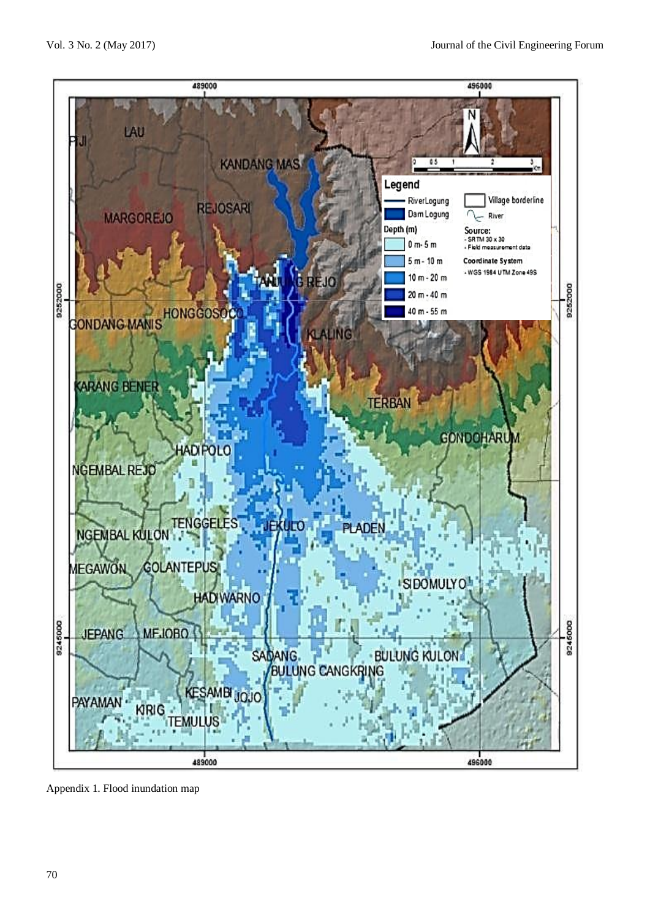Appendix 1. Flood inundation map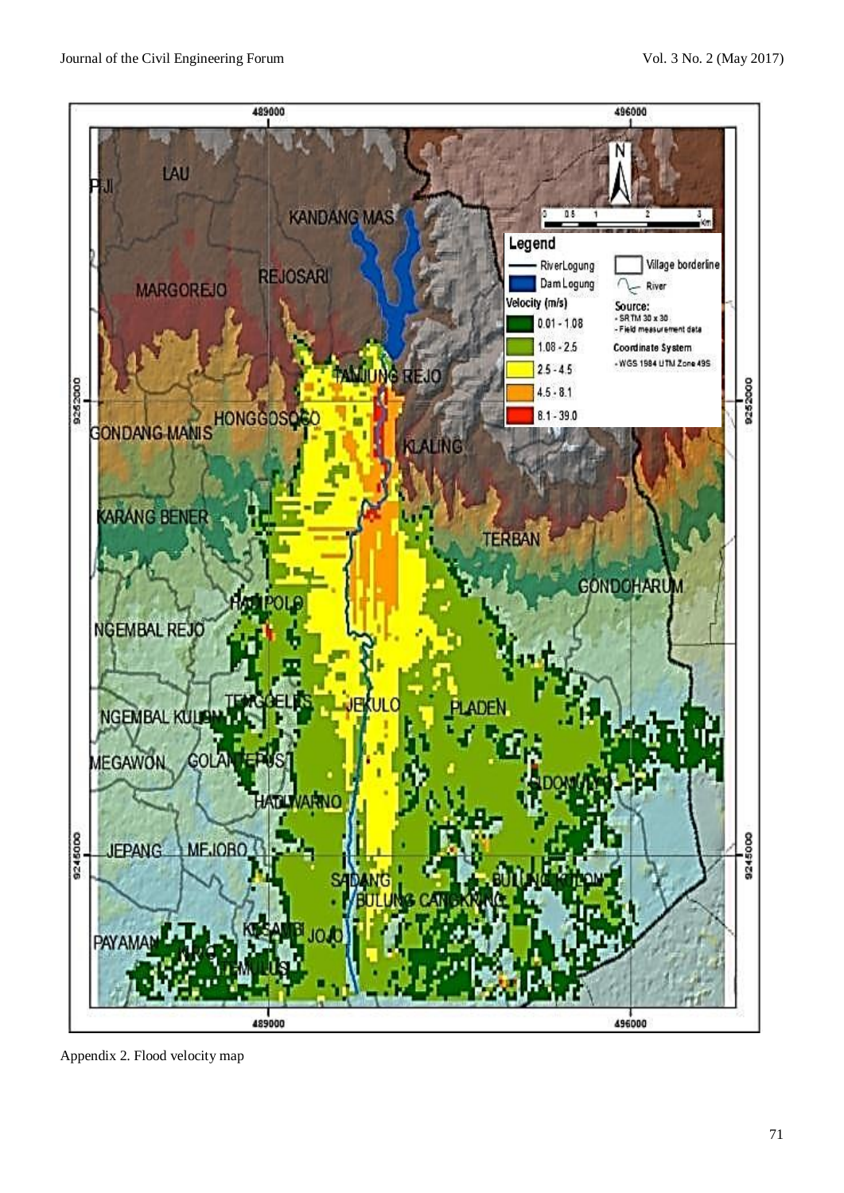Appendix 2. Flood velocity map